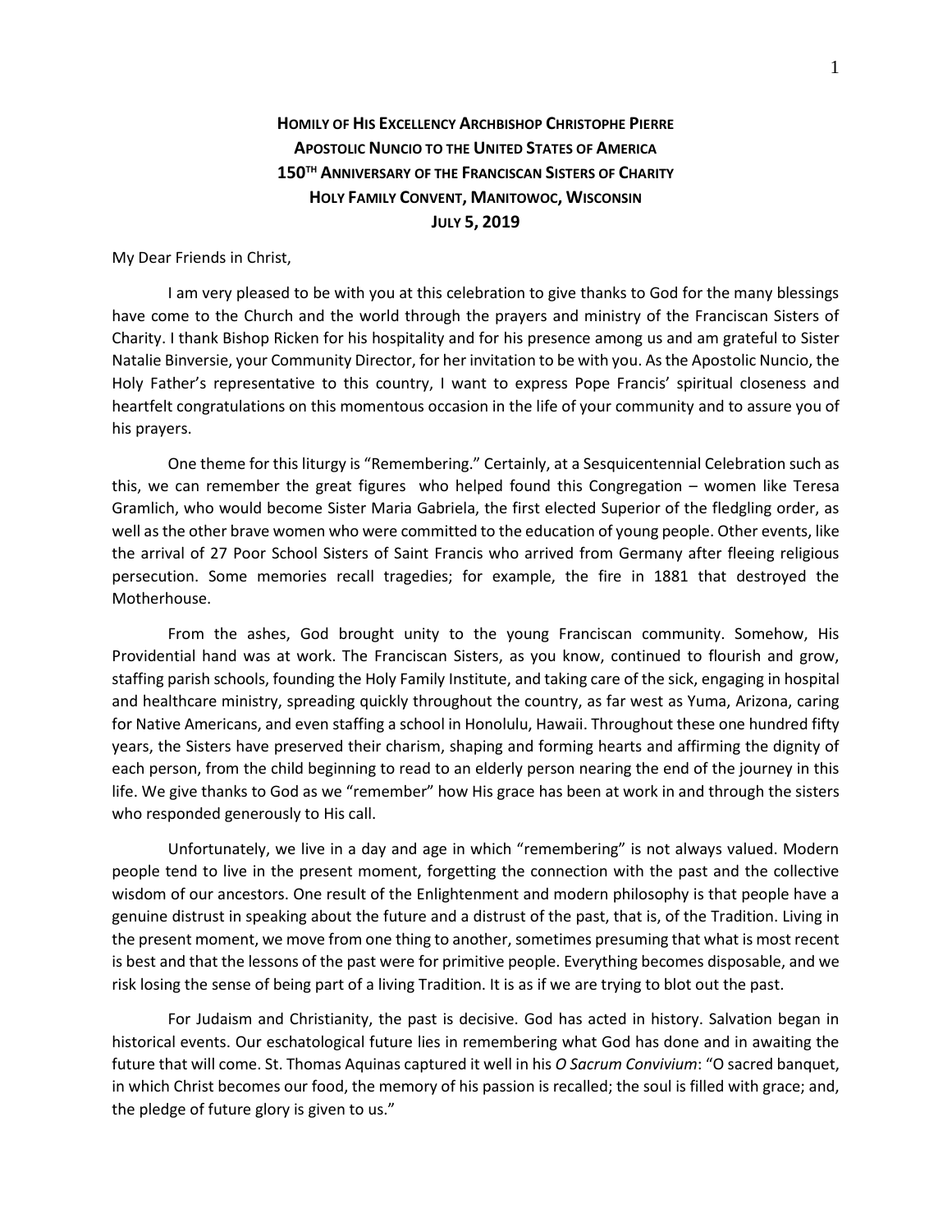# HOMILY OF HIS EXCELLENCY ARCHBISHOP CHRISTOPHE PIERRE
## APOSTOLIC NUNCIO TO THE UNITED STATES OF AMERICA
## 150TH ANNIVERSARY OF THE FRANCISCAN SISTERS OF CHARITY
## HOLY FAMILY CONVENT, MANITOWOC, WISCONSIN
## JULY 5, 2019

My Dear Friends in Christ,

I am very pleased to be with you at this celebration to give thanks to God for the many blessings have come to the Church and the world through the prayers and ministry of the Franciscan Sisters of Charity. I thank Bishop Ricken for his hospitality and for his presence among us and am grateful to Sister Natalie Binversie, your Community Director, for her invitation to be with you. As the Apostolic Nuncio, the Holy Father's representative to this country, I want to express Pope Francis' spiritual closeness and heartfelt congratulations on this momentous occasion in the life of your community and to assure you of his prayers.

One theme for this liturgy is "Remembering." Certainly, at a Sesquicentennial Celebration such as this, we can remember the great figures who helped found this Congregation – women like Teresa Gramlich, who would become Sister Maria Gabriela, the first elected Superior of the fledgling order, as well as the other brave women who were committed to the education of young people. Other events, like the arrival of 27 Poor School Sisters of Saint Francis who arrived from Germany after fleeing religious persecution. Some memories recall tragedies; for example, the fire in 1881 that destroyed the Motherhouse.

From the ashes, God brought unity to the young Franciscan community. Somehow, His Providential hand was at work. The Franciscan Sisters, as you know, continued to flourish and grow, staffing parish schools, founding the Holy Family Institute, and taking care of the sick, engaging in hospital and healthcare ministry, spreading quickly throughout the country, as far west as Yuma, Arizona, caring for Native Americans, and even staffing a school in Honolulu, Hawaii. Throughout these one hundred fifty years, the Sisters have preserved their charism, shaping and forming hearts and affirming the dignity of each person, from the child beginning to read to an elderly person nearing the end of the journey in this life. We give thanks to God as we "remember" how His grace has been at work in and through the sisters who responded generously to His call.

Unfortunately, we live in a day and age in which "remembering" is not always valued. Modern people tend to live in the present moment, forgetting the connection with the past and the collective wisdom of our ancestors. One result of the Enlightenment and modern philosophy is that people have a genuine distrust in speaking about the future and a distrust of the past, that is, of the Tradition. Living in the present moment, we move from one thing to another, sometimes presuming that what is most recent is best and that the lessons of the past were for primitive people. Everything becomes disposable, and we risk losing the sense of being part of a living Tradition. It is as if we are trying to blot out the past.

For Judaism and Christianity, the past is decisive. God has acted in history. Salvation began in historical events. Our eschatological future lies in remembering what God has done and in awaiting the future that will come. St. Thomas Aquinas captured it well in his *O Sacrum Convivium*: "O sacred banquet, in which Christ becomes our food, the memory of his passion is recalled; the soul is filled with grace; and, the pledge of future glory is given to us."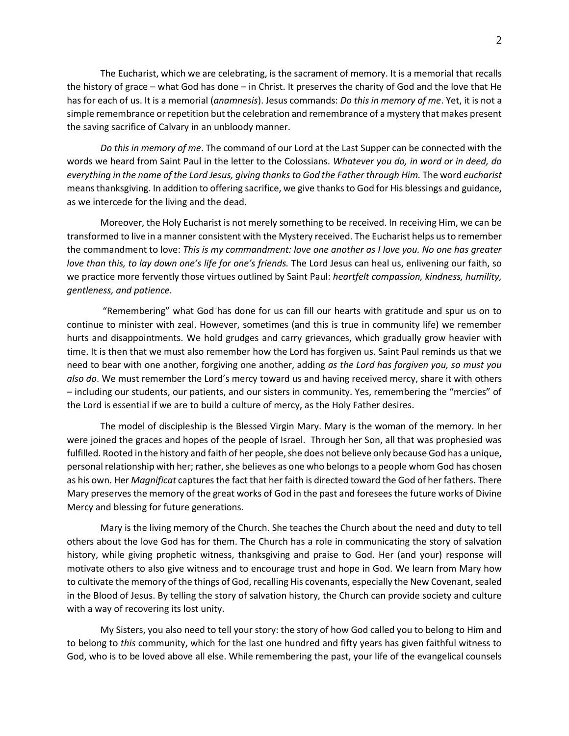The Eucharist, which we are celebrating, is the sacrament of memory. It is a memorial that recalls the history of grace – what God has done – in Christ. It preserves the charity of God and the love that He has for each of us. It is a memorial (*anamnesis*). Jesus commands: *Do this in memory of me*. Yet, it is not a simple remembrance or repetition but the celebration and remembrance of a mystery that makes present the saving sacrifice of Calvary in an unbloody manner.

*Do this in memory of me*. The command of our Lord at the Last Supper can be connected with the words we heard from Saint Paul in the letter to the Colossians. *Whatever you do, in word or in deed, do everything in the name of the Lord Jesus, giving thanks to God the Father through Him.* The word *eucharist* means thanksgiving. In addition to offering sacrifice, we give thanks to God for His blessings and guidance, as we intercede for the living and the dead.

Moreover, the Holy Eucharist is not merely something to be received. In receiving Him, we can be transformed to live in a manner consistent with the Mystery received. The Eucharist helps us to remember the commandment to love: *This is my commandment: love one another as I love you. No one has greater love than this, to lay down one's life for one's friends.* The Lord Jesus can heal us, enlivening our faith, so we practice more fervently those virtues outlined by Saint Paul: *heartfelt compassion, kindness, humility, gentleness, and patience*.

"Remembering" what God has done for us can fill our hearts with gratitude and spur us on to continue to minister with zeal. However, sometimes (and this is true in community life) we remember hurts and disappointments. We hold grudges and carry grievances, which gradually grow heavier with time. It is then that we must also remember how the Lord has forgiven us. Saint Paul reminds us that we need to bear with one another, forgiving one another, adding *as the Lord has forgiven you, so must you also do*. We must remember the Lord's mercy toward us and having received mercy, share it with others – including our students, our patients, and our sisters in community. Yes, remembering the "mercies" of the Lord is essential if we are to build a culture of mercy, as the Holy Father desires.

The model of discipleship is the Blessed Virgin Mary. Mary is the woman of the memory. In her were joined the graces and hopes of the people of Israel. Through her Son, all that was prophesied was fulfilled. Rooted in the history and faith of her people, she does not believe only because God has a unique, personal relationship with her; rather, she believes as one who belongs to a people whom God has chosen as his own. Her *Magnificat* captures the fact that her faith is directed toward the God of her fathers. There Mary preserves the memory of the great works of God in the past and foresees the future works of Divine Mercy and blessing for future generations.

Mary is the living memory of the Church. She teaches the Church about the need and duty to tell others about the love God has for them. The Church has a role in communicating the story of salvation history, while giving prophetic witness, thanksgiving and praise to God. Her (and your) response will motivate others to also give witness and to encourage trust and hope in God. We learn from Mary how to cultivate the memory of the things of God, recalling His covenants, especially the New Covenant, sealed in the Blood of Jesus. By telling the story of salvation history, the Church can provide society and culture with a way of recovering its lost unity.

My Sisters, you also need to tell your story: the story of how God called you to belong to Him and to belong to *this* community, which for the last one hundred and fifty years has given faithful witness to God, who is to be loved above all else. While remembering the past, your life of the evangelical counsels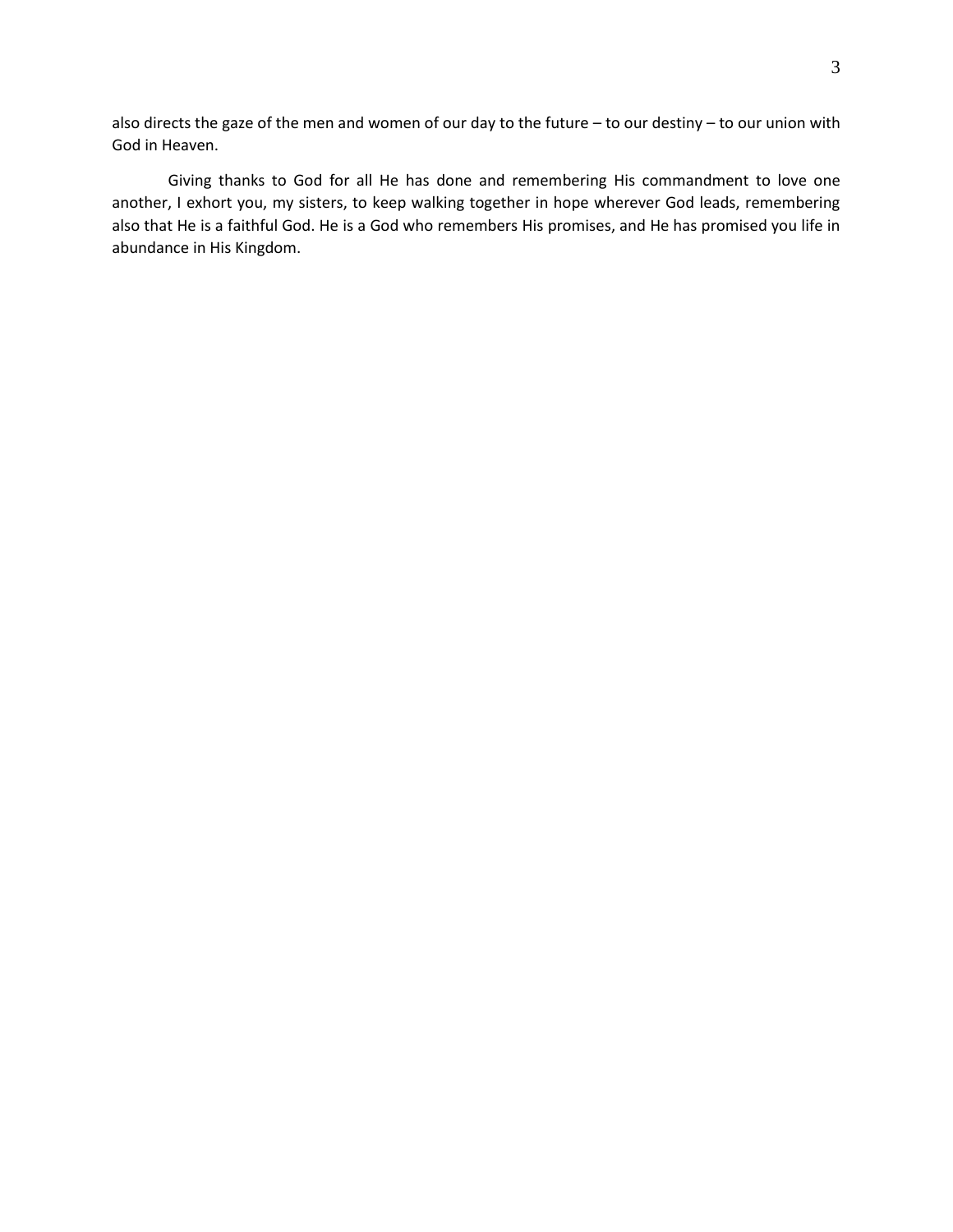also directs the gaze of the men and women of our day to the future – to our destiny – to our union with God in Heaven.

Giving thanks to God for all He has done and remembering His commandment to love one another, I exhort you, my sisters, to keep walking together in hope wherever God leads, remembering also that He is a faithful God. He is a God who remembers His promises, and He has promised you life in abundance in His Kingdom.